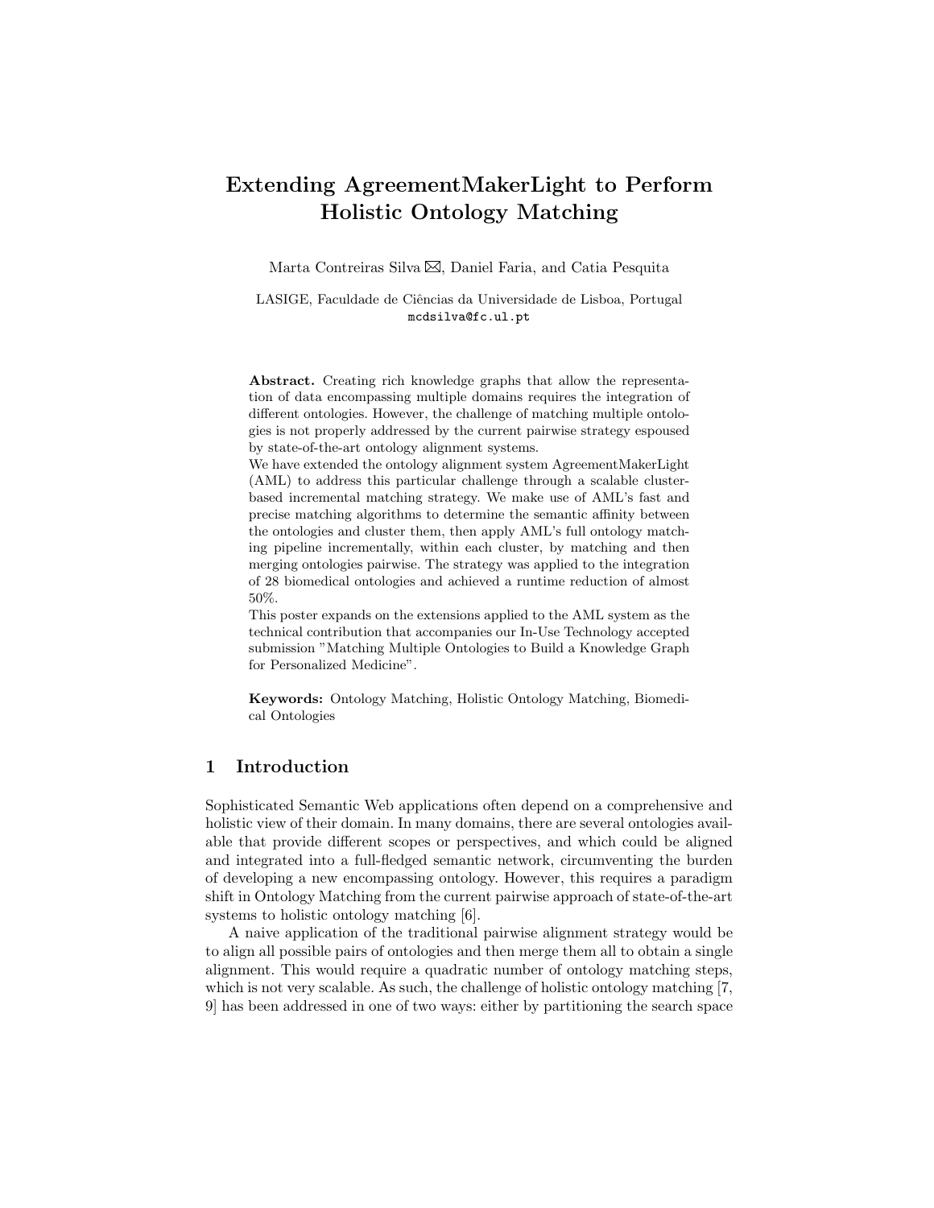# Extending AgreementMakerLight to Perform Holistic Ontology Matching

Marta Contreiras Silva ✉, Daniel Faria, and Catia Pesquita

LASIGE, Faculdade de Ciências da Universidade de Lisboa, Portugal
mcdsilva@fc.ul.pt

**Abstract.** Creating rich knowledge graphs that allow the representation of data encompassing multiple domains requires the integration of different ontologies. However, the challenge of matching multiple ontologies is not properly addressed by the current pairwise strategy espoused by state-of-the-art ontology alignment systems.
We have extended the ontology alignment system AgreementMakerLight (AML) to address this particular challenge through a scalable cluster-based incremental matching strategy. We make use of AML's fast and precise matching algorithms to determine the semantic affinity between the ontologies and cluster them, then apply AML's full ontology matching pipeline incrementally, within each cluster, by matching and then merging ontologies pairwise. The strategy was applied to the integration of 28 biomedical ontologies and achieved a runtime reduction of almost 50%.
This poster expands on the extensions applied to the AML system as the technical contribution that accompanies our In-Use Technology accepted submission "Matching Multiple Ontologies to Build a Knowledge Graph for Personalized Medicine".

**Keywords:** Ontology Matching, Holistic Ontology Matching, Biomedical Ontologies

## 1 Introduction

Sophisticated Semantic Web applications often depend on a comprehensive and holistic view of their domain. In many domains, there are several ontologies available that provide different scopes or perspectives, and which could be aligned and integrated into a full-fledged semantic network, circumventing the burden of developing a new encompassing ontology. However, this requires a paradigm shift in Ontology Matching from the current pairwise approach of state-of-the-art systems to holistic ontology matching [6].

A naive application of the traditional pairwise alignment strategy would be to align all possible pairs of ontologies and then merge them all to obtain a single alignment. This would require a quadratic number of ontology matching steps, which is not very scalable. As such, the challenge of holistic ontology matching [7, 9] has been addressed in one of two ways: either by partitioning the search space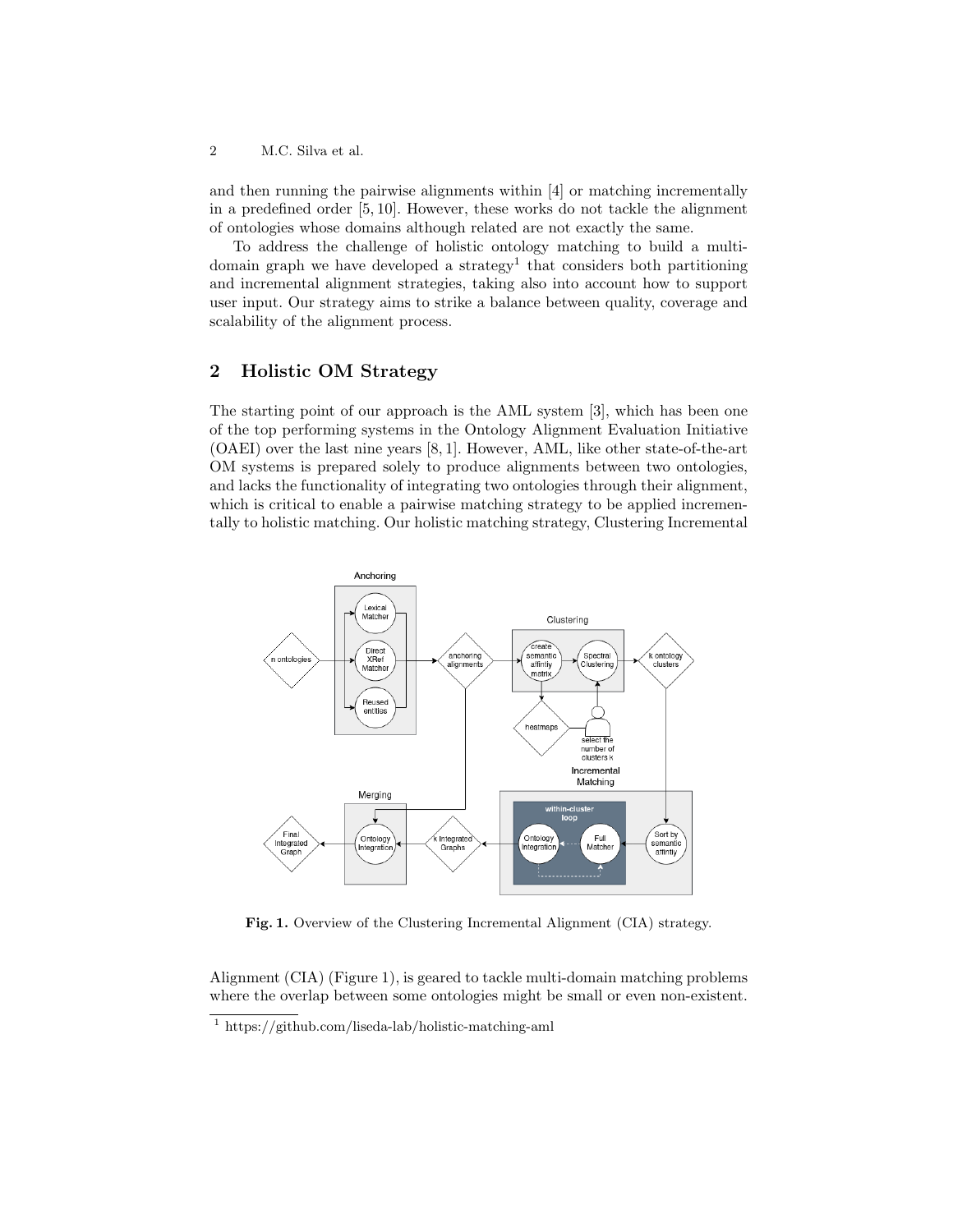and then running the pairwise alignments within [4] or matching incrementally in a predefined order [5, 10]. However, these works do not tackle the alignment of ontologies whose domains although related are not exactly the same.

To address the challenge of holistic ontology matching to build a multi-domain graph we have developed a strategy[1] that considers both partitioning and incremental alignment strategies, taking also into account how to support user input. Our strategy aims to strike a balance between quality, coverage and scalability of the alignment process.

## 2 Holistic OM Strategy

The starting point of our approach is the AML system [3], which has been one of the top performing systems in the Ontology Alignment Evaluation Initiative (OAEI) over the last nine years [8, 1]. However, AML, like other state-of-the-art OM systems is prepared solely to produce alignments between two ontologies, and lacks the functionality of integrating two ontologies through their alignment, which is critical to enable a pairwise matching strategy to be applied incrementally to holistic matching. Our holistic matching strategy, Clustering Incremental Alignment (CIA) (Figure 1), is geared to tackle multi-domain matching problems where the overlap between some ontologies might be small or even non-existent.

**Fig. 1.** Overview of the Clustering Incremental Alignment (CIA) strategy.

[1] https://github.com/liseda-lab/holistic-matching-aml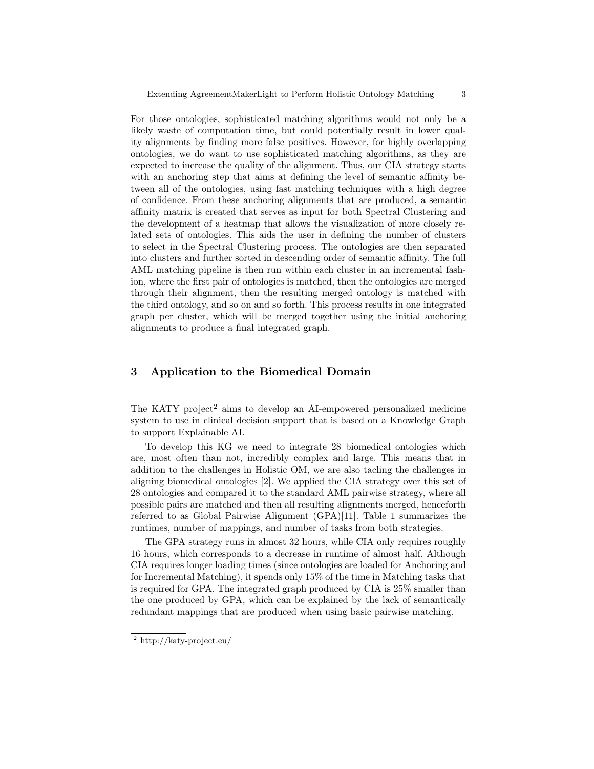For those ontologies, sophisticated matching algorithms would not only be a likely waste of computation time, but could potentially result in lower quality alignments by finding more false positives. However, for highly overlapping ontologies, we do want to use sophisticated matching algorithms, as they are expected to increase the quality of the alignment. Thus, our CIA strategy starts with an anchoring step that aims at defining the level of semantic affinity between all of the ontologies, using fast matching techniques with a high degree of confidence. From these anchoring alignments that are produced, a semantic affinity matrix is created that serves as input for both Spectral Clustering and the development of a heatmap that allows the visualization of more closely related sets of ontologies. This aids the user in defining the number of clusters to select in the Spectral Clustering process. The ontologies are then separated into clusters and further sorted in descending order of semantic affinity. The full AML matching pipeline is then run within each cluster in an incremental fashion, where the first pair of ontologies is matched, then the ontologies are merged through their alignment, then the resulting merged ontology is matched with the third ontology, and so on and so forth. This process results in one integrated graph per cluster, which will be merged together using the initial anchoring alignments to produce a final integrated graph.

## 3 Application to the Biomedical Domain

The KATY project[2] aims to develop an AI-empowered personalized medicine system to use in clinical decision support that is based on a Knowledge Graph to support Explainable AI.

To develop this KG we need to integrate 28 biomedical ontologies which are, most often than not, incredibly complex and large. This means that in addition to the challenges in Holistic OM, we are also tacling the challenges in aligning biomedical ontologies [2]. We applied the CIA strategy over this set of 28 ontologies and compared it to the standard AML pairwise strategy, where all possible pairs are matched and then all resulting alignments merged, henceforth referred to as Global Pairwise Alignment (GPA)[11]. Table 1 summarizes the runtimes, number of mappings, and number of tasks from both strategies.

The GPA strategy runs in almost 32 hours, while CIA only requires roughly 16 hours, which corresponds to a decrease in runtime of almost half. Although CIA requires longer loading times (since ontologies are loaded for Anchoring and for Incremental Matching), it spends only 15% of the time in Matching tasks that is required for GPA. The integrated graph produced by CIA is 25% smaller than the one produced by GPA, which can be explained by the lack of semantically redundant mappings that are produced when using basic pairwise matching.

[2] http://katy-project.eu/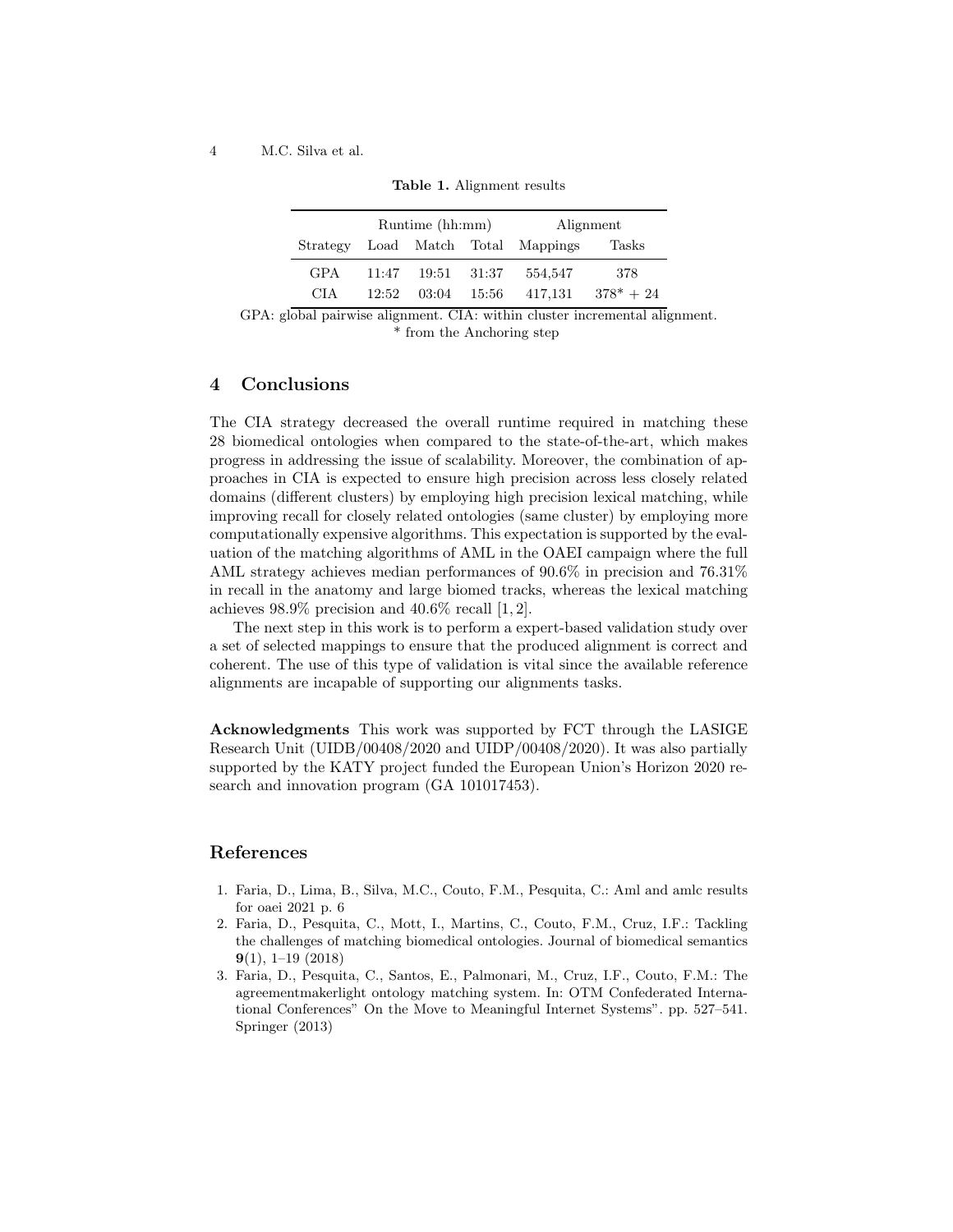**Table 1.** Alignment results

| | Runtime (hh:mm) | | | Alignment | |
|---|---|---|---|---|---|
| Strategy | Load | Match | Total | Mappings | Tasks |
| GPA | 11:47 | 19:51 | 31:37 | 554,547 | 378 |
| CIA | 12:52 | 03:04 | 15:56 | 417,131 | 378* + 24 |

GPA: global pairwise alignment. CIA: within cluster incremental alignment.
* from the Anchoring step

## 4 Conclusions

The CIA strategy decreased the overall runtime required in matching these 28 biomedical ontologies when compared to the state-of-the-art, which makes progress in addressing the issue of scalability. Moreover, the combination of approaches in CIA is expected to ensure high precision across less closely related domains (different clusters) by employing high precision lexical matching, while improving recall for closely related ontologies (same cluster) by employing more computationally expensive algorithms. This expectation is supported by the evaluation of the matching algorithms of AML in the OAEI campaign where the full AML strategy achieves median performances of 90.6% in precision and 76.31% in recall in the anatomy and large biomed tracks, whereas the lexical matching achieves 98.9% precision and 40.6% recall [1, 2].

The next step in this work is to perform a expert-based validation study over a set of selected mappings to ensure that the produced alignment is correct and coherent. The use of this type of validation is vital since the available reference alignments are incapable of supporting our alignments tasks.

**Acknowledgments** This work was supported by FCT through the LASIGE Research Unit (UIDB/00408/2020 and UIDP/00408/2020). It was also partially supported by the KATY project funded the European Union's Horizon 2020 research and innovation program (GA 101017453).

## References

1. Faria, D., Lima, B., Silva, M.C., Couto, F.M., Pesquita, C.: Aml and amlc results for oaei 2021 p. 6
2. Faria, D., Pesquita, C., Mott, I., Martins, C., Couto, F.M., Cruz, I.F.: Tackling the challenges of matching biomedical ontologies. Journal of biomedical semantics **9**(1), 1–19 (2018)
3. Faria, D., Pesquita, C., Santos, E., Palmonari, M., Cruz, I.F., Couto, F.M.: The agreementmakerlight ontology matching system. In: OTM Confederated International Conferences" On the Move to Meaningful Internet Systems". pp. 527–541. Springer (2013)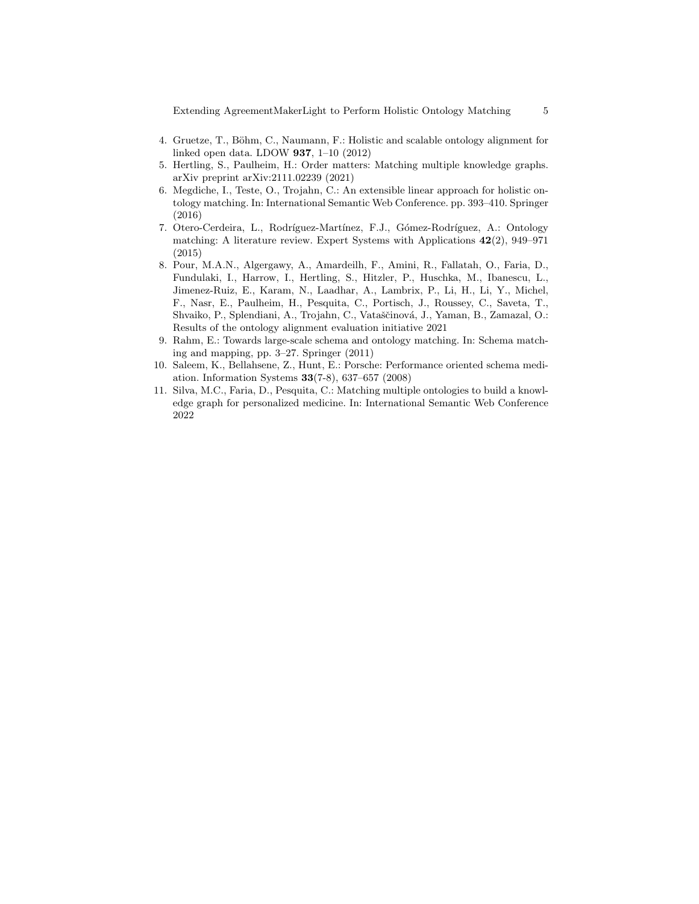4. Gruetze, T., Böhm, C., Naumann, F.: Holistic and scalable ontology alignment for linked open data. LDOW **937**, 1–10 (2012)
5. Hertling, S., Paulheim, H.: Order matters: Matching multiple knowledge graphs. arXiv preprint arXiv:2111.02239 (2021)
6. Megdiche, I., Teste, O., Trojahn, C.: An extensible linear approach for holistic ontology matching. In: International Semantic Web Conference. pp. 393–410. Springer (2016)
7. Otero-Cerdeira, L., Rodríguez-Martínez, F.J., Gómez-Rodríguez, A.: Ontology matching: A literature review. Expert Systems with Applications **42**(2), 949–971 (2015)
8. Pour, M.A.N., Algergawy, A., Amardeilh, F., Amini, R., Fallatah, O., Faria, D., Fundulaki, I., Harrow, I., Hertling, S., Hitzler, P., Huschka, M., Ibanescu, L., Jimenez-Ruiz, E., Karam, N., Laadhar, A., Lambrix, P., Li, H., Li, Y., Michel, F., Nasr, E., Paulheim, H., Pesquita, C., Portisch, J., Roussey, C., Saveta, T., Shvaiko, P., Splendiani, A., Trojahn, C., Vataščinová, J., Yaman, B., Zamazal, O.: Results of the ontology alignment evaluation initiative 2021
9. Rahm, E.: Towards large-scale schema and ontology matching. In: Schema matching and mapping, pp. 3–27. Springer (2011)
10. Saleem, K., Bellahsene, Z., Hunt, E.: Porsche: Performance oriented schema mediation. Information Systems **33**(7-8), 637–657 (2008)
11. Silva, M.C., Faria, D., Pesquita, C.: Matching multiple ontologies to build a knowledge graph for personalized medicine. In: International Semantic Web Conference 2022